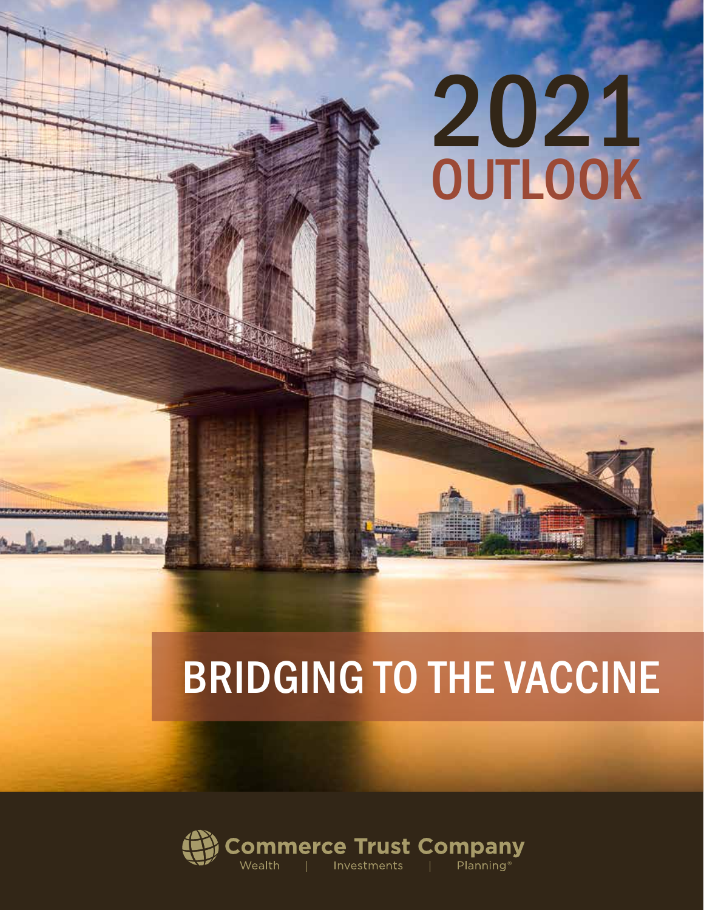# 2021 OUTLOOK

## BRIDGING TO THE VACCINE

Commerce Trust Company

Wealth | Investments | Planning®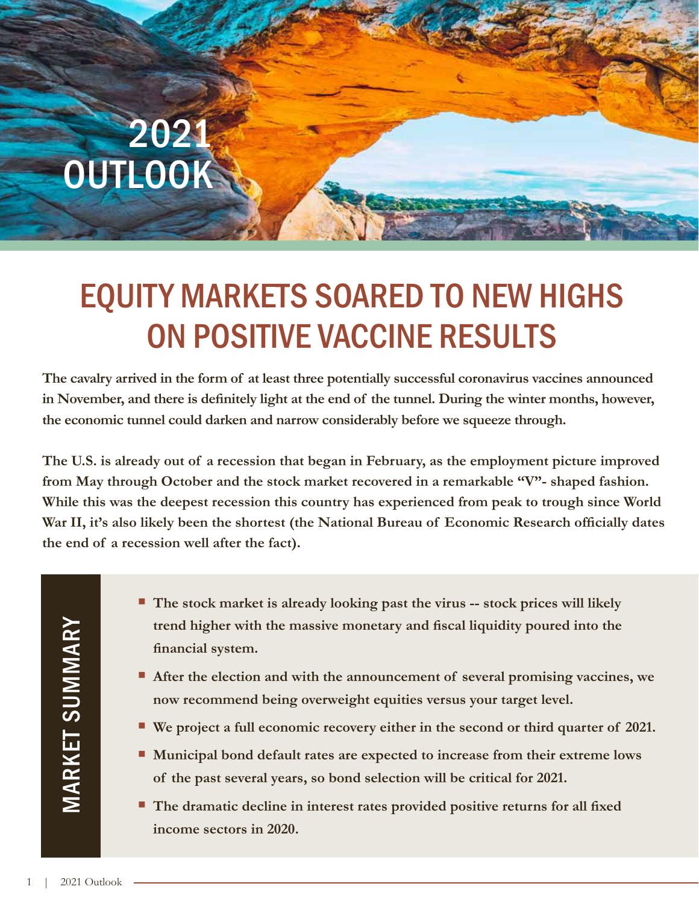# 2021 OUTLOOK

## EQUITY MARKETS SOARED TO NEW HIGHS ON POSITIVE VACCINE RESULTS

**The cavalry arrived in the form of at least three potentially successful coronavirus vaccines announced in November, and there is definitely light at the end of the tunnel. During the winter months, however, the economic tunnel could darken and narrow considerably before we squeeze through.**

**The U.S. is already out of a recession that began in February, as the employment picture improved from May through October and the stock market recovered in a remarkable "V"- shaped fashion. While this was the deepest recession this country has experienced from peak to trough since World War II, it's also likely been the shortest (the National Bureau of Economic Research officially dates the end of a recession well after the fact).**

### MARKET SUMMARY

- **The stock market is already looking past the virus -- stock prices will likely trend higher with the massive monetary and fiscal liquidity poured into the financial system.**
- **After the election and with the announcement of several promising vaccines, we now recommend being overweight equities versus your target level.**
- **We project a full economic recovery either in the second or third quarter of 2021.**
- **Municipal bond default rates are expected to increase from their extreme lows of the past several years, so bond selection will be critical for 2021.**
- **The dramatic decline in interest rates provided positive returns for all fixed income sectors in 2020.**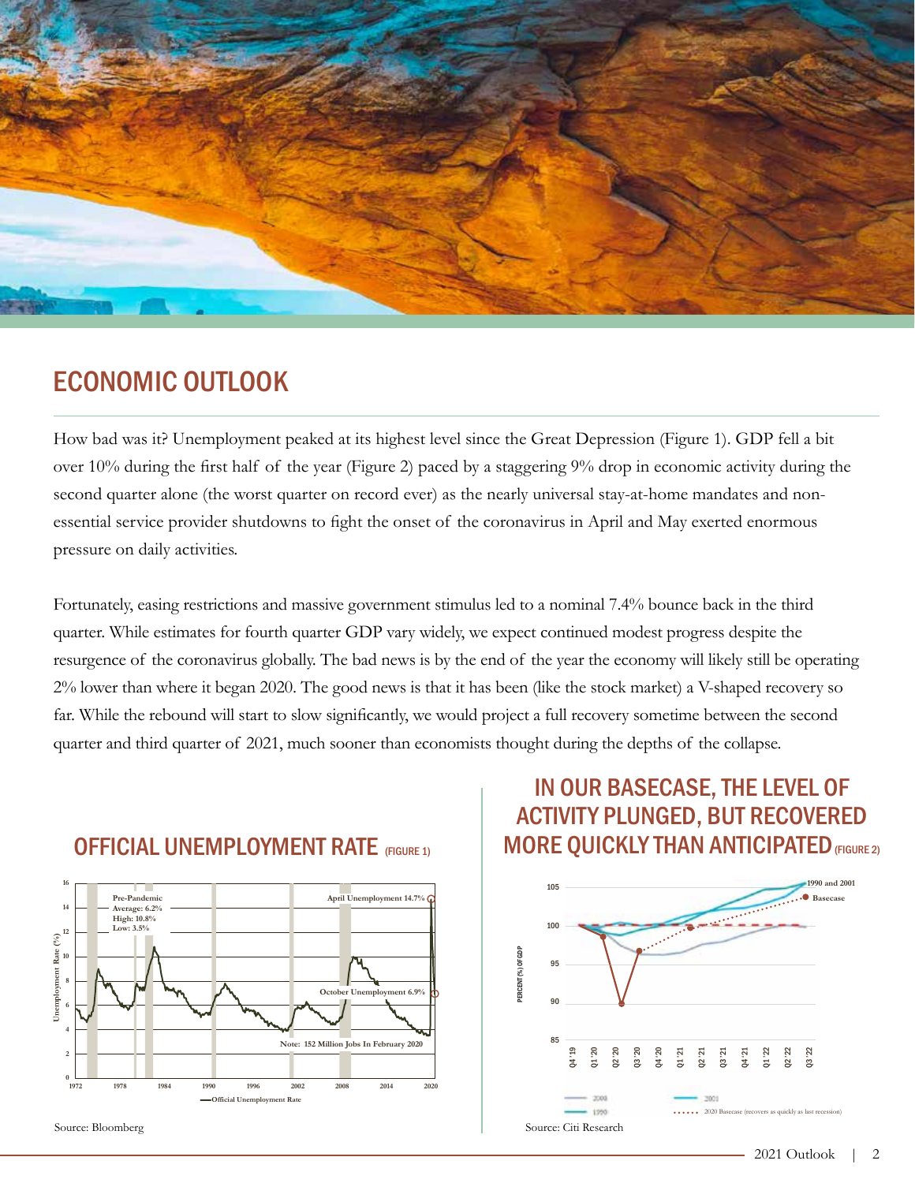## ECONOMIC OUTLOOK

How bad was it? Unemployment peaked at its highest level since the Great Depression (Figure 1). GDP fell a bit over 10% during the first half of the year (Figure 2) paced by a staggering 9% drop in economic activity during the second quarter alone (the worst quarter on record ever) as the nearly universal stay-at-home mandates and non-essential service provider shutdowns to fight the onset of the coronavirus in April and May exerted enormous pressure on daily activities.

Fortunately, easing restrictions and massive government stimulus led to a nominal 7.4% bounce back in the third quarter. While estimates for fourth quarter GDP vary widely, we expect continued modest progress despite the resurgence of the coronavirus globally. The bad news is by the end of the year the economy will likely still be operating 2% lower than where it began 2020. The good news is that it has been (like the stock market) a V-shaped recovery so far. While the rebound will start to slow significantly, we would project a full recovery sometime between the second quarter and third quarter of 2021, much sooner than economists thought during the depths of the collapse.

### OFFICIAL UNEMPLOYMENT RATE (FIGURE 1)

Pre-Pandemic
Average: 6.2%
High: 10.8%
Low: 3.5%

April Unemployment 14.7%

October Unemployment 6.9%

Note: 152 Million Jobs In February 2020

Official Unemployment Rate

Source: Bloomberg

### IN OUR BASECASE, THE LEVEL OF ACTIVITY PLUNGED, BUT RECOVERED MORE QUICKLY THAN ANTICIPATED (FIGURE 2)

1990 and 2001
Basecase

2008 — 2001 — 1990 — 2020 Basecase (recovers as quickly as last recession)

Source: Citi Research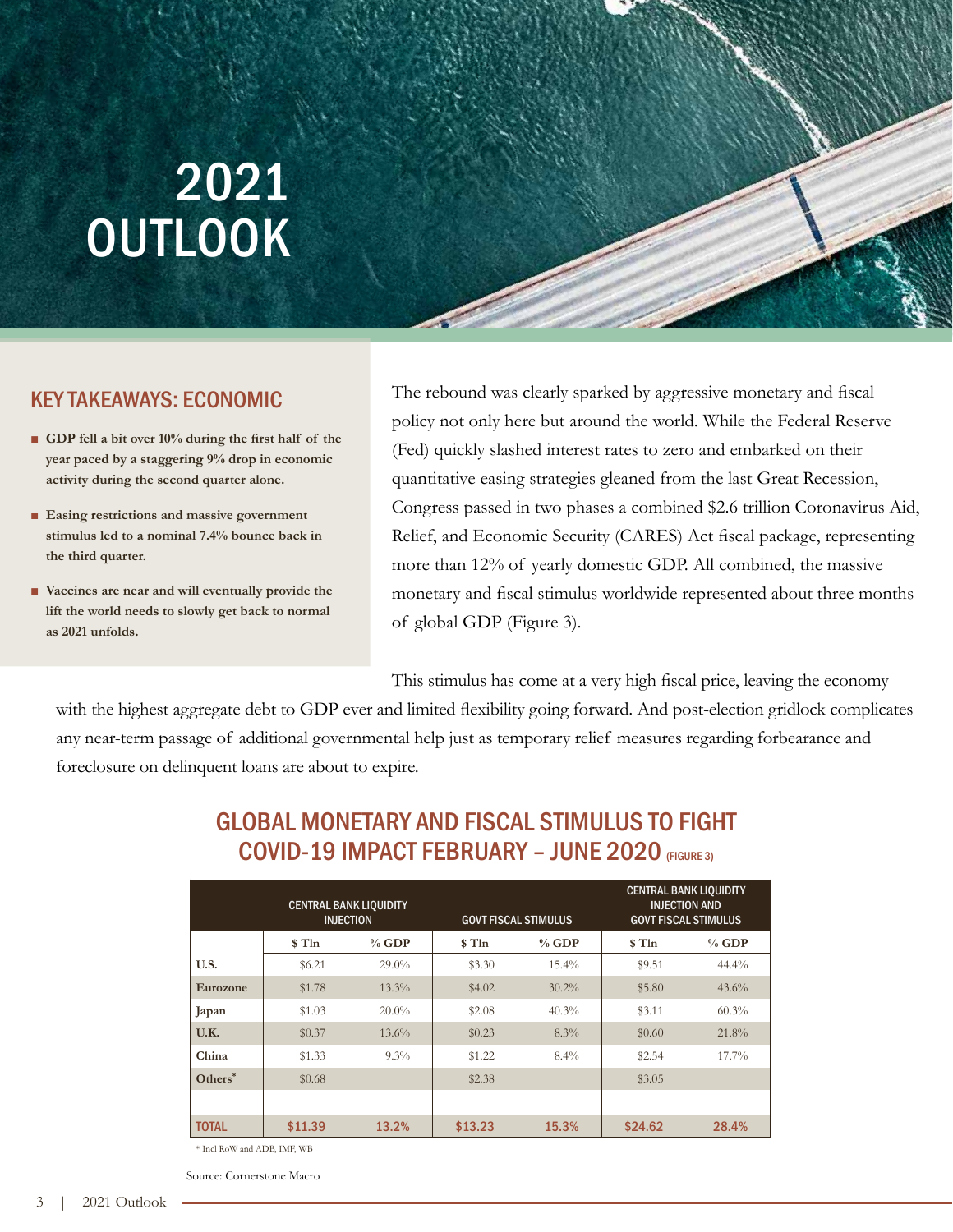# 2021 OUTLOOK

## KEY TAKEAWAYS: ECONOMIC

- **GDP fell a bit over 10% during the first half of the year paced by a staggering 9% drop in economic activity during the second quarter alone.**
- **Easing restrictions and massive government stimulus led to a nominal 7.4% bounce back in the third quarter.**
- **Vaccines are near and will eventually provide the lift the world needs to slowly get back to normal as 2021 unfolds.**

The rebound was clearly sparked by aggressive monetary and fiscal policy not only here but around the world. While the Federal Reserve (Fed) quickly slashed interest rates to zero and embarked on their quantitative easing strategies gleaned from the last Great Recession, Congress passed in two phases a combined $2.6 trillion Coronavirus Aid, Relief, and Economic Security (CARES) Act fiscal package, representing more than 12% of yearly domestic GDP. All combined, the massive monetary and fiscal stimulus worldwide represented about three months of global GDP (Figure 3).

This stimulus has come at a very high fiscal price, leaving the economy with the highest aggregate debt to GDP ever and limited flexibility going forward. And post-election gridlock complicates any near-term passage of additional governmental help just as temporary relief measures regarding forbearance and foreclosure on delinquent loans are about to expire.

## GLOBAL MONETARY AND FISCAL STIMULUS TO FIGHT COVID-19 IMPACT FEBRUARY – JUNE 2020 (FIGURE 3)

| | CENTRAL BANK LIQUIDITY INJECTION | | GOVT FISCAL STIMULUS | | CENTRAL BANK LIQUIDITY INJECTION AND GOVT FISCAL STIMULUS | |
|---|---|---|---|---|---|---|
| | $ Tln | % GDP | $ Tln | % GDP | $ Tln | % GDP |
| U.S. | $6.21 | 29.0% | $3.30 | 15.4% | $9.51 | 44.4% |
| Eurozone | $1.78 | 13.3% | $4.02 | 30.2% | $5.80 | 43.6% |
| Japan | $1.03 | 20.0% | $2.08 | 40.3% | $3.11 | 60.3% |
| U.K. | $0.37 | 13.6% | $0.23 | 8.3% | $0.60 | 21.8% |
| China | $1.33 | 9.3% | $1.22 | 8.4% | $2.54 | 17.7% |
| Others* | $0.68 | | $2.38 | | $3.05 | |
| | | | | | | |
| TOTAL | $11.39 | 13.2% | $13.23 | 15.3% | $24.62 | 28.4% |

* Incl RoW and ADB, IMF, WB

Source: Cornerstone Macro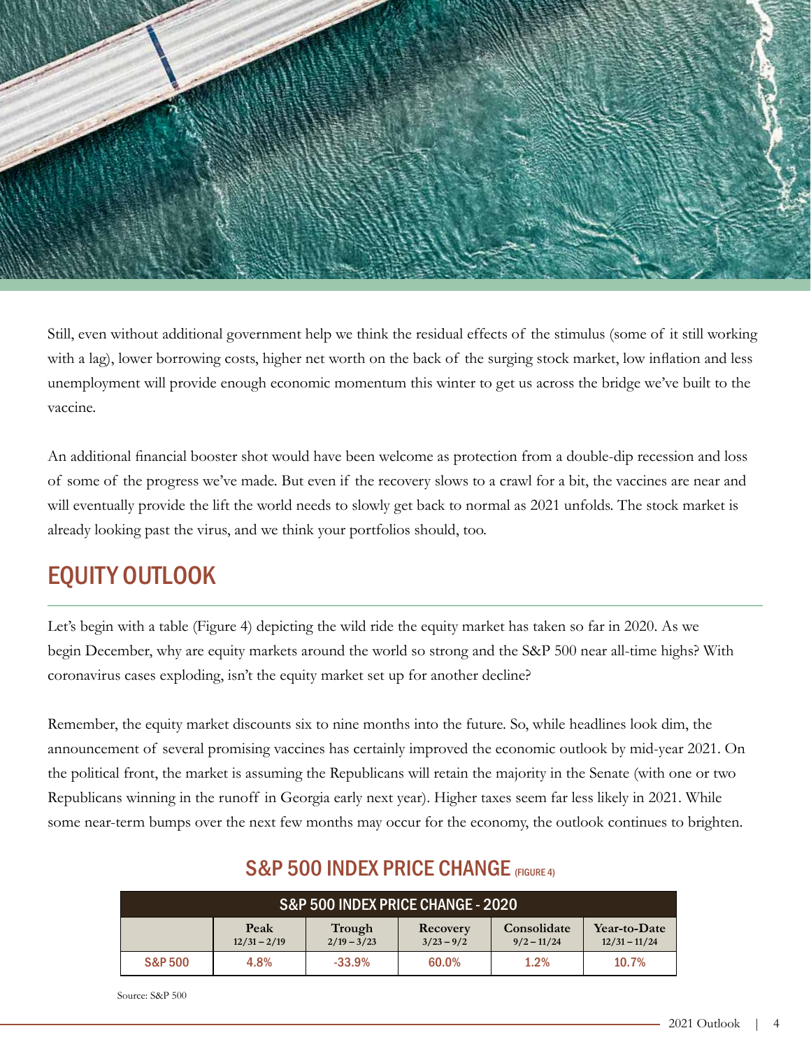Still, even without additional government help we think the residual effects of the stimulus (some of it still working with a lag), lower borrowing costs, higher net worth on the back of the surging stock market, low inflation and less unemployment will provide enough economic momentum this winter to get us across the bridge we've built to the vaccine.

An additional financial booster shot would have been welcome as protection from a double-dip recession and loss of some of the progress we've made. But even if the recovery slows to a crawl for a bit, the vaccines are near and will eventually provide the lift the world needs to slowly get back to normal as 2021 unfolds. The stock market is already looking past the virus, and we think your portfolios should, too.

## EQUITY OUTLOOK

Let's begin with a table (Figure 4) depicting the wild ride the equity market has taken so far in 2020. As we begin December, why are equity markets around the world so strong and the S&P 500 near all-time highs? With coronavirus cases exploding, isn't the equity market set up for another decline?

Remember, the equity market discounts six to nine months into the future. So, while headlines look dim, the announcement of several promising vaccines has certainly improved the economic outlook by mid-year 2021. On the political front, the market is assuming the Republicans will retain the majority in the Senate (with one or two Republicans winning in the runoff in Georgia early next year). Higher taxes seem far less likely in 2021. While some near-term bumps over the next few months may occur for the economy, the outlook continues to brighten.

### S&P 500 INDEX PRICE CHANGE (FIGURE 4)

| S&P 500 INDEX PRICE CHANGE - 2020 | | | | | |
|---|---|---|---|---|---|
| | Peak 12/31 – 2/19 | Trough 2/19 – 3/23 | Recovery 3/23 – 9/2 | Consolidate 9/2 – 11/24 | Year-to-Date 12/31 – 11/24 |
| S&P 500 | 4.8% | -33.9% | 60.0% | 1.2% | 10.7% |

Source: S&P 500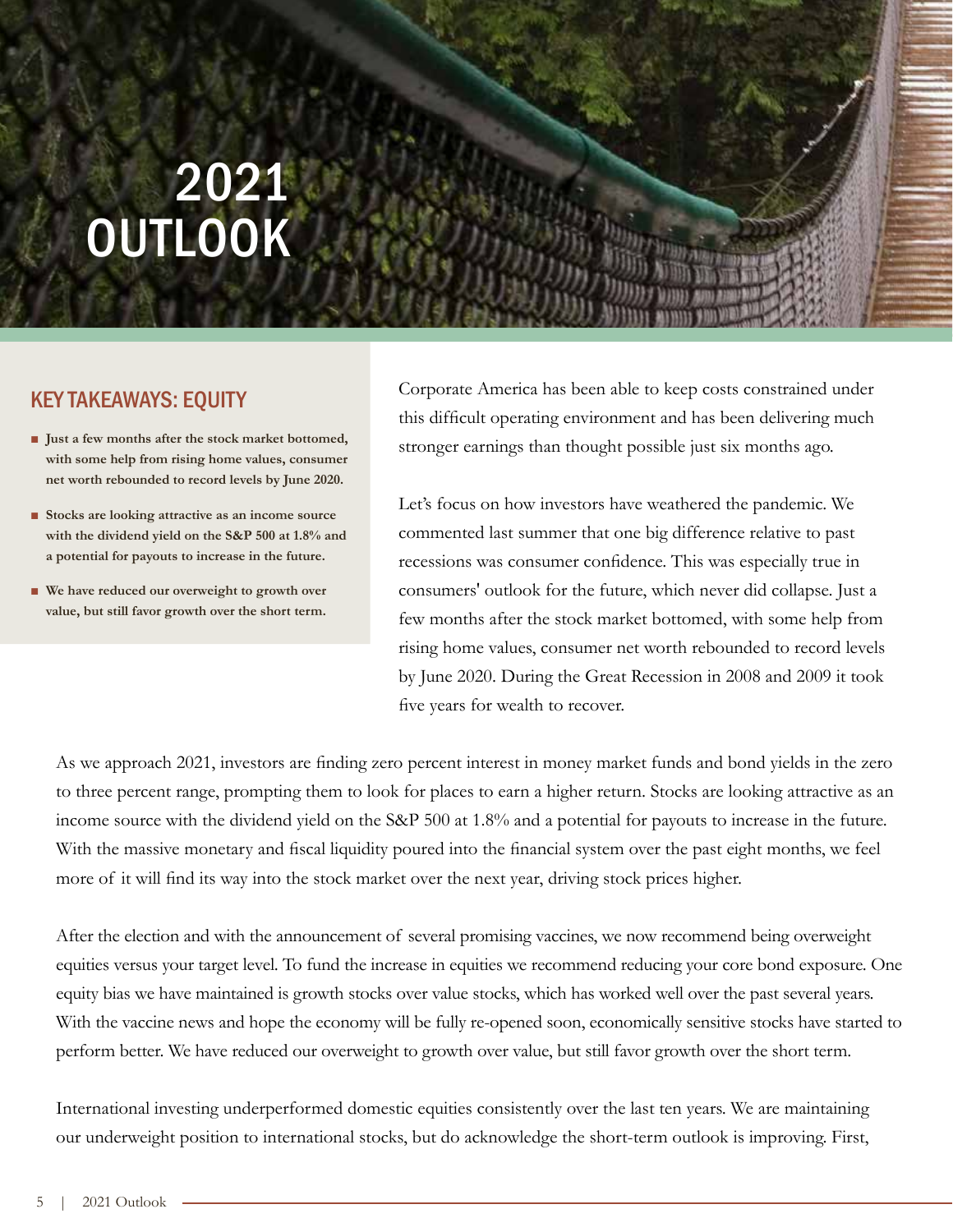# 2021 OUTLOOK

## KEY TAKEAWAYS: EQUITY

- **Just a few months after the stock market bottomed, with some help from rising home values, consumer net worth rebounded to record levels by June 2020.**
- **Stocks are looking attractive as an income source with the dividend yield on the S&P 500 at 1.8% and a potential for payouts to increase in the future.**
- **We have reduced our overweight to growth over value, but still favor growth over the short term.**

Corporate America has been able to keep costs constrained under this difficult operating environment and has been delivering much stronger earnings than thought possible just six months ago.

Let's focus on how investors have weathered the pandemic. We commented last summer that one big difference relative to past recessions was consumer confidence. This was especially true in consumers' outlook for the future, which never did collapse. Just a few months after the stock market bottomed, with some help from rising home values, consumer net worth rebounded to record levels by June 2020. During the Great Recession in 2008 and 2009 it took five years for wealth to recover.

As we approach 2021, investors are finding zero percent interest in money market funds and bond yields in the zero to three percent range, prompting them to look for places to earn a higher return. Stocks are looking attractive as an income source with the dividend yield on the S&P 500 at 1.8% and a potential for payouts to increase in the future. With the massive monetary and fiscal liquidity poured into the financial system over the past eight months, we feel more of it will find its way into the stock market over the next year, driving stock prices higher.

After the election and with the announcement of several promising vaccines, we now recommend being overweight equities versus your target level. To fund the increase in equities we recommend reducing your core bond exposure. One equity bias we have maintained is growth stocks over value stocks, which has worked well over the past several years. With the vaccine news and hope the economy will be fully re-opened soon, economically sensitive stocks have started to perform better. We have reduced our overweight to growth over value, but still favor growth over the short term.

International investing underperformed domestic equities consistently over the last ten years. We are maintaining our underweight position to international stocks, but do acknowledge the short-term outlook is improving. First,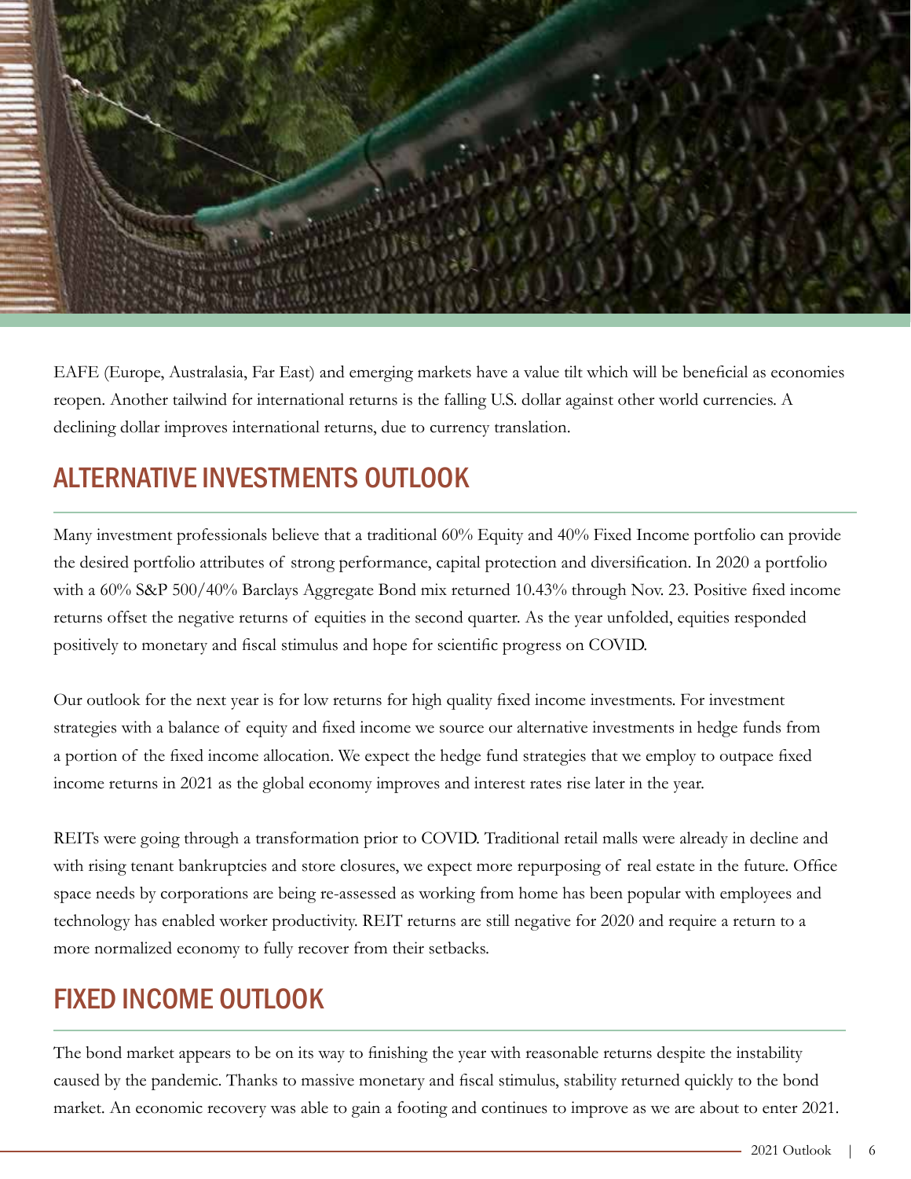EAFE (Europe, Australasia, Far East) and emerging markets have a value tilt which will be beneficial as economies reopen. Another tailwind for international returns is the falling U.S. dollar against other world currencies. A declining dollar improves international returns, due to currency translation.

## ALTERNATIVE INVESTMENTS OUTLOOK

Many investment professionals believe that a traditional 60% Equity and 40% Fixed Income portfolio can provide the desired portfolio attributes of strong performance, capital protection and diversification. In 2020 a portfolio with a 60% S&P 500/40% Barclays Aggregate Bond mix returned 10.43% through Nov. 23. Positive fixed income returns offset the negative returns of equities in the second quarter. As the year unfolded, equities responded positively to monetary and fiscal stimulus and hope for scientific progress on COVID.

Our outlook for the next year is for low returns for high quality fixed income investments. For investment strategies with a balance of equity and fixed income we source our alternative investments in hedge funds from a portion of the fixed income allocation. We expect the hedge fund strategies that we employ to outpace fixed income returns in 2021 as the global economy improves and interest rates rise later in the year.

REITs were going through a transformation prior to COVID. Traditional retail malls were already in decline and with rising tenant bankruptcies and store closures, we expect more repurposing of real estate in the future. Office space needs by corporations are being re-assessed as working from home has been popular with employees and technology has enabled worker productivity. REIT returns are still negative for 2020 and require a return to a more normalized economy to fully recover from their setbacks.

## FIXED INCOME OUTLOOK

The bond market appears to be on its way to finishing the year with reasonable returns despite the instability caused by the pandemic. Thanks to massive monetary and fiscal stimulus, stability returned quickly to the bond market. An economic recovery was able to gain a footing and continues to improve as we are about to enter 2021.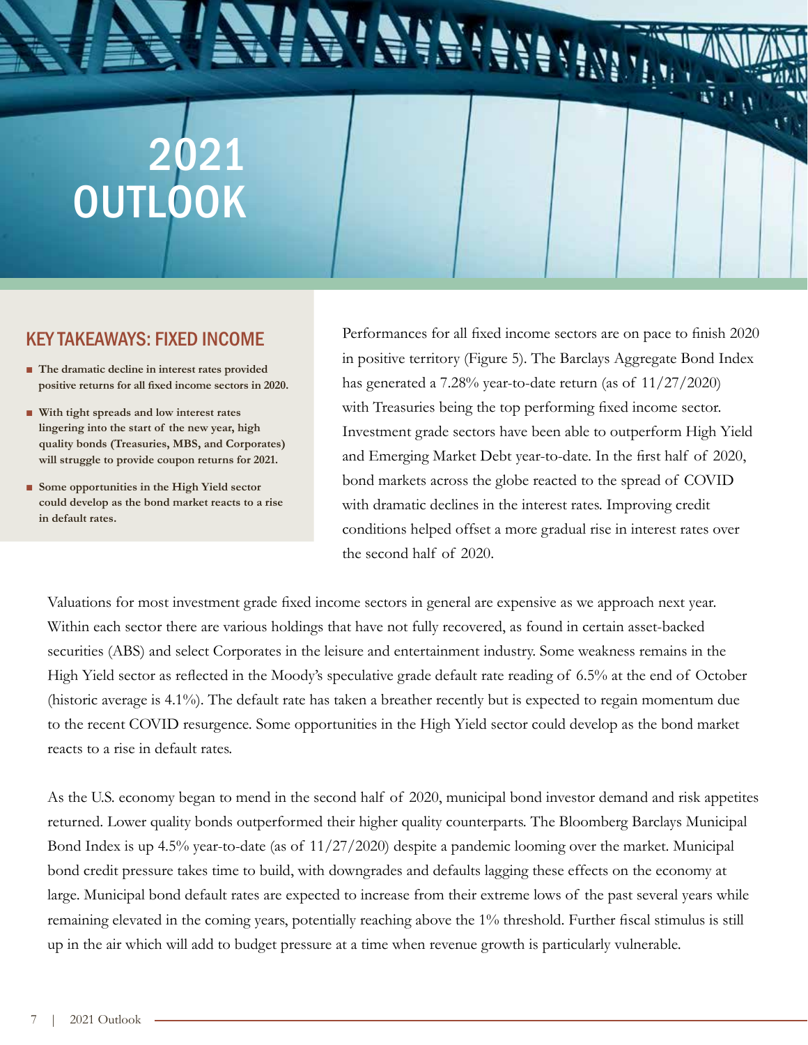# 2021 OUTLOOK

## KEY TAKEAWAYS: FIXED INCOME

- **The dramatic decline in interest rates provided positive returns for all fixed income sectors in 2020.**
- **With tight spreads and low interest rates lingering into the start of the new year, high quality bonds (Treasuries, MBS, and Corporates) will struggle to provide coupon returns for 2021.**
- **Some opportunities in the High Yield sector could develop as the bond market reacts to a rise in default rates.**

Performances for all fixed income sectors are on pace to finish 2020 in positive territory (Figure 5). The Barclays Aggregate Bond Index has generated a 7.28% year-to-date return (as of 11/27/2020) with Treasuries being the top performing fixed income sector. Investment grade sectors have been able to outperform High Yield and Emerging Market Debt year-to-date. In the first half of 2020, bond markets across the globe reacted to the spread of COVID with dramatic declines in the interest rates. Improving credit conditions helped offset a more gradual rise in interest rates over the second half of 2020.

Valuations for most investment grade fixed income sectors in general are expensive as we approach next year. Within each sector there are various holdings that have not fully recovered, as found in certain asset-backed securities (ABS) and select Corporates in the leisure and entertainment industry. Some weakness remains in the High Yield sector as reflected in the Moody's speculative grade default rate reading of 6.5% at the end of October (historic average is 4.1%). The default rate has taken a breather recently but is expected to regain momentum due to the recent COVID resurgence. Some opportunities in the High Yield sector could develop as the bond market reacts to a rise in default rates.

As the U.S. economy began to mend in the second half of 2020, municipal bond investor demand and risk appetites returned. Lower quality bonds outperformed their higher quality counterparts. The Bloomberg Barclays Municipal Bond Index is up 4.5% year-to-date (as of 11/27/2020) despite a pandemic looming over the market. Municipal bond credit pressure takes time to build, with downgrades and defaults lagging these effects on the economy at large. Municipal bond default rates are expected to increase from their extreme lows of the past several years while remaining elevated in the coming years, potentially reaching above the 1% threshold. Further fiscal stimulus is still up in the air which will add to budget pressure at a time when revenue growth is particularly vulnerable.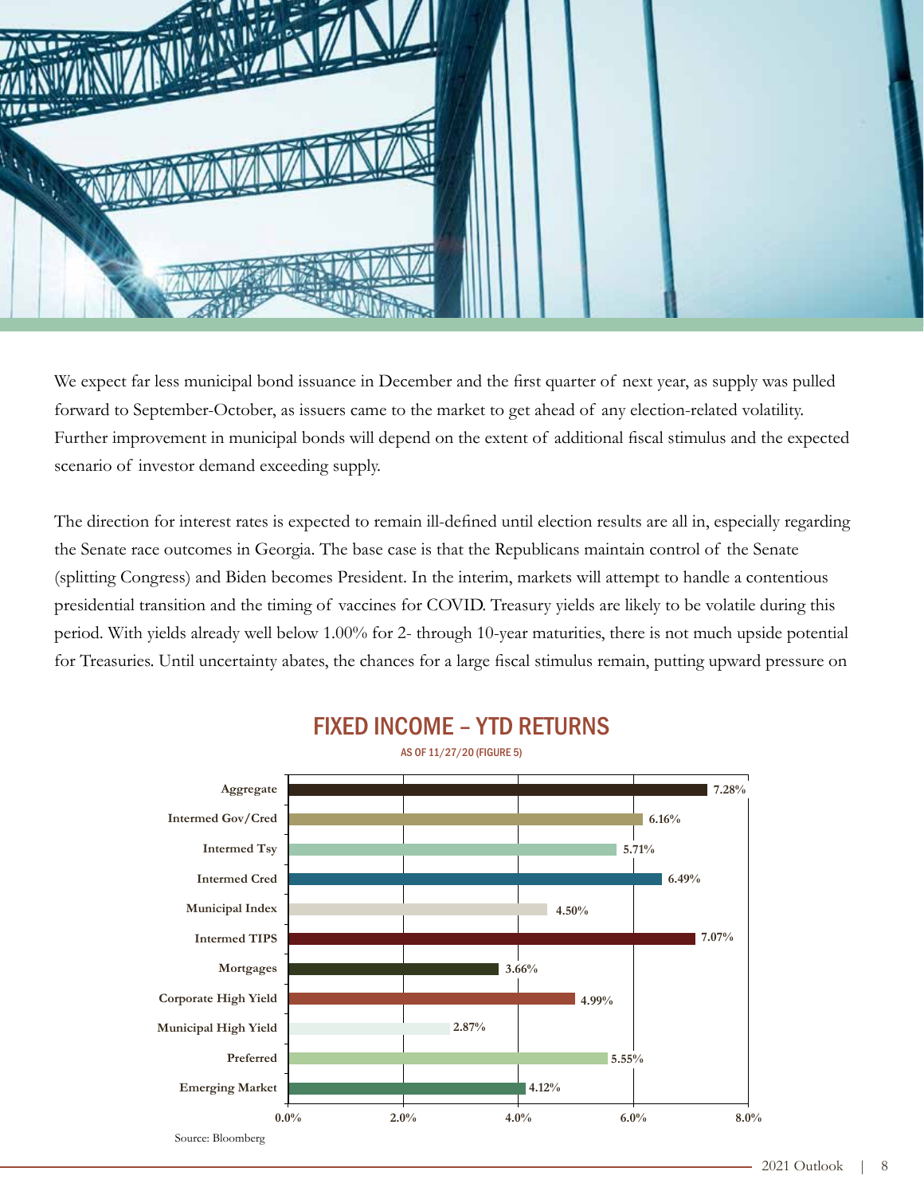We expect far less municipal bond issuance in December and the first quarter of next year, as supply was pulled forward to September-October, as issuers came to the market to get ahead of any election-related volatility. Further improvement in municipal bonds will depend on the extent of additional fiscal stimulus and the expected scenario of investor demand exceeding supply.

The direction for interest rates is expected to remain ill-defined until election results are all in, especially regarding the Senate race outcomes in Georgia. The base case is that the Republicans maintain control of the Senate (splitting Congress) and Biden becomes President. In the interim, markets will attempt to handle a contentious presidential transition and the timing of vaccines for COVID. Treasury yields are likely to be volatile during this period. With yields already well below 1.00% for 2- through 10-year maturities, there is not much upside potential for Treasuries. Until uncertainty abates, the chances for a large fiscal stimulus remain, putting upward pressure on

## FIXED INCOME – YTD RETURNS

AS OF 11/27/20 (FIGURE 5)

| Category | YTD Return |
|---|---|
| Aggregate | 7.28% |
| Intermed Gov/Cred | 6.16% |
| Intermed Tsy | 5.71% |
| Intermed Cred | 6.49% |
| Municipal Index | 4.50% |
| Intermed TIPS | 7.07% |
| Mortgages | 3.66% |
| Corporate High Yield | 4.99% |
| Municipal High Yield | 2.87% |
| Preferred | 5.55% |
| Emerging Market | 4.12% |

Source: Bloomberg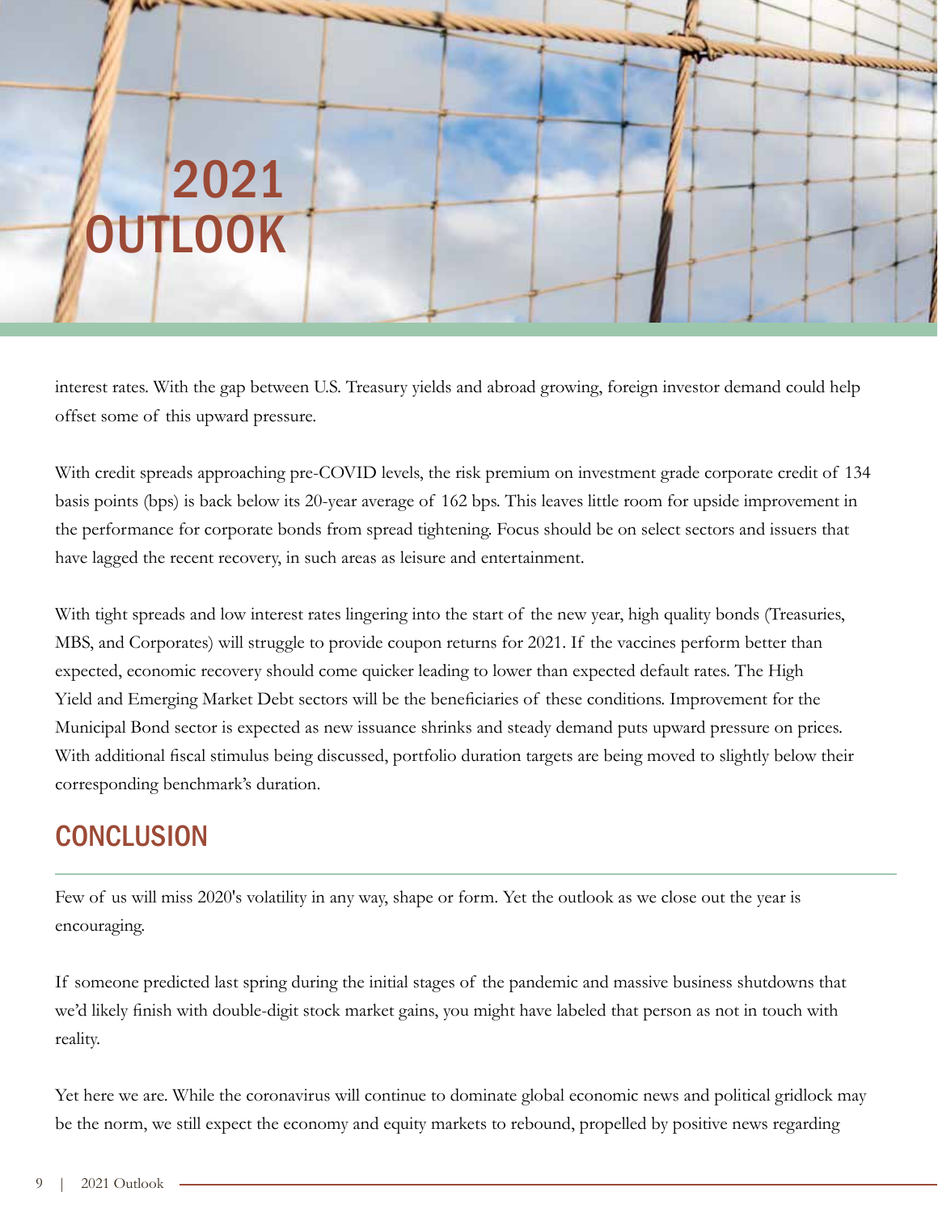# 2021 OUTLOOK

interest rates. With the gap between U.S. Treasury yields and abroad growing, foreign investor demand could help offset some of this upward pressure.

With credit spreads approaching pre-COVID levels, the risk premium on investment grade corporate credit of 134 basis points (bps) is back below its 20-year average of 162 bps. This leaves little room for upside improvement in the performance for corporate bonds from spread tightening. Focus should be on select sectors and issuers that have lagged the recent recovery, in such areas as leisure and entertainment.

With tight spreads and low interest rates lingering into the start of the new year, high quality bonds (Treasuries, MBS, and Corporates) will struggle to provide coupon returns for 2021. If the vaccines perform better than expected, economic recovery should come quicker leading to lower than expected default rates. The High Yield and Emerging Market Debt sectors will be the beneficiaries of these conditions. Improvement for the Municipal Bond sector is expected as new issuance shrinks and steady demand puts upward pressure on prices. With additional fiscal stimulus being discussed, portfolio duration targets are being moved to slightly below their corresponding benchmark's duration.

## CONCLUSION

Few of us will miss 2020's volatility in any way, shape or form. Yet the outlook as we close out the year is encouraging.

If someone predicted last spring during the initial stages of the pandemic and massive business shutdowns that we'd likely finish with double-digit stock market gains, you might have labeled that person as not in touch with reality.

Yet here we are. While the coronavirus will continue to dominate global economic news and political gridlock may be the norm, we still expect the economy and equity markets to rebound, propelled by positive news regarding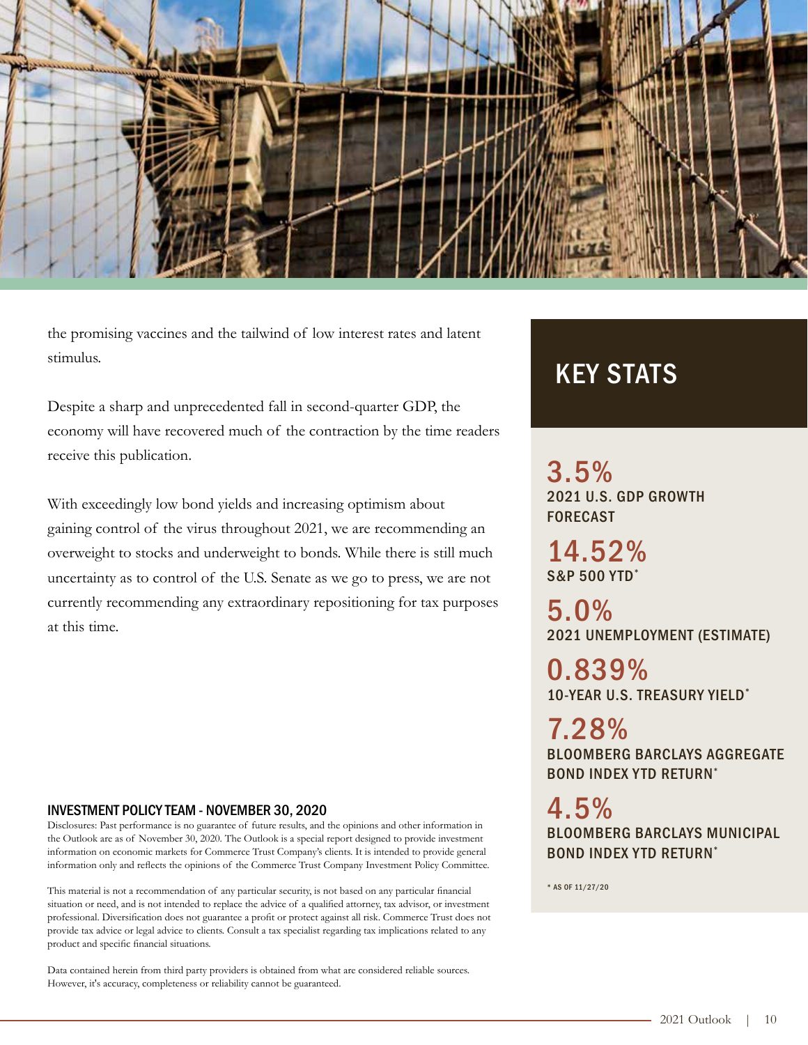the promising vaccines and the tailwind of low interest rates and latent stimulus.

Despite a sharp and unprecedented fall in second-quarter GDP, the economy will have recovered much of the contraction by the time readers receive this publication.

With exceedingly low bond yields and increasing optimism about gaining control of the virus throughout 2021, we are recommending an overweight to stocks and underweight to bonds. While there is still much uncertainty as to control of the U.S. Senate as we go to press, we are not currently recommending any extraordinary repositioning for tax purposes at this time.

## KEY STATS

**3.5%**
2021 U.S. GDP GROWTH FORECAST

**14.52%**
S&P 500 YTD*

**5.0%**
2021 UNEMPLOYMENT (ESTIMATE)

**0.839%**
10-YEAR U.S. TREASURY YIELD*

**7.28%**
BLOOMBERG BARCLAYS AGGREGATE BOND INDEX YTD RETURN*

**4.5%**
BLOOMBERG BARCLAYS MUNICIPAL BOND INDEX YTD RETURN*

* AS OF 11/27/20

### INVESTMENT POLICY TEAM - NOVEMBER 30, 2020

Disclosures: Past performance is no guarantee of future results, and the opinions and other information in the Outlook are as of November 30, 2020. The Outlook is a special report designed to provide investment information on economic markets for Commerce Trust Company's clients. It is intended to provide general information only and reflects the opinions of the Commerce Trust Company Investment Policy Committee.

This material is not a recommendation of any particular security, is not based on any particular financial situation or need, and is not intended to replace the advice of a qualified attorney, tax advisor, or investment professional. Diversification does not guarantee a profit or protect against all risk. Commerce Trust does not provide tax advice or legal advice to clients. Consult a tax specialist regarding tax implications related to any product and specific financial situations.

Data contained herein from third party providers is obtained from what are considered reliable sources. However, it's accuracy, completeness or reliability cannot be guaranteed.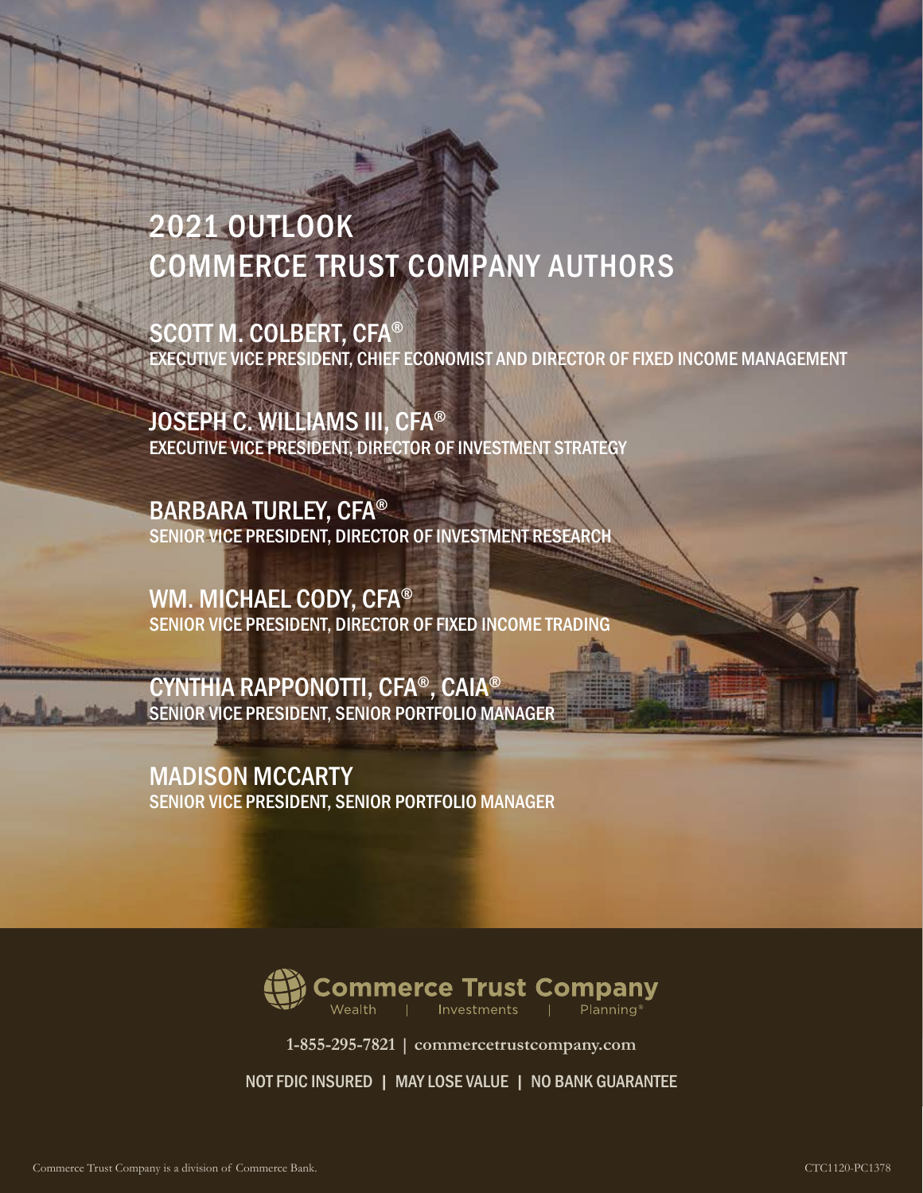# 2021 OUTLOOK
# COMMERCE TRUST COMPANY AUTHORS

**SCOTT M. COLBERT, CFA®**
EXECUTIVE VICE PRESIDENT, CHIEF ECONOMIST AND DIRECTOR OF FIXED INCOME MANAGEMENT

**JOSEPH C. WILLIAMS III, CFA®**
EXECUTIVE VICE PRESIDENT, DIRECTOR OF INVESTMENT STRATEGY

**BARBARA TURLEY, CFA®**
SENIOR VICE PRESIDENT, DIRECTOR OF INVESTMENT RESEARCH

**WM. MICHAEL CODY, CFA®**
SENIOR VICE PRESIDENT, DIRECTOR OF FIXED INCOME TRADING

**CYNTHIA RAPPONOTTI, CFA®, CAIA®**
SENIOR VICE PRESIDENT, SENIOR PORTFOLIO MANAGER

**MADISON MCCARTY**
SENIOR VICE PRESIDENT, SENIOR PORTFOLIO MANAGER

Commerce Trust Company
Wealth | Investments | Planning®

1-855-295-7821 | commercetrustcompany.com

NOT FDIC INSURED | MAY LOSE VALUE | NO BANK GUARANTEE

Commerce Trust Company is a division of Commerce Bank.

CTC1120-PC1378